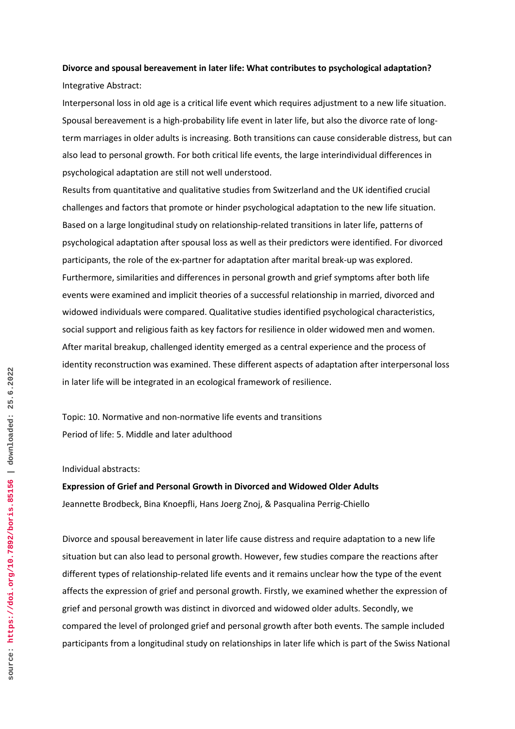**Divorce and spousal bereavement in later life: What contributes to psychological adaptation?**

Integrative Abstract:

Interpersonal loss in old age is a critical life event which requires adjustment to a new life situation. Spousal bereavement is a high-probability life event in later life, but also the divorce rate of long-term marriages in older adults is increasing. Both transitions can cause considerable distress, but can also lead to personal growth. For both critical life events, the large interindividual differences in psychological adaptation are still not well understood.

Results from quantitative and qualitative studies from Switzerland and the UK identified crucial challenges and factors that promote or hinder psychological adaptation to the new life situation. Based on a large longitudinal study on relationship-related transitions in later life, patterns of psychological adaptation after spousal loss as well as their predictors were identified. For divorced participants, the role of the ex-partner for adaptation after marital break-up was explored. Furthermore, similarities and differences in personal growth and grief symptoms after both life events were examined and implicit theories of a successful relationship in married, divorced and widowed individuals were compared. Qualitative studies identified psychological characteristics, social support and religious faith as key factors for resilience in older widowed men and women. After marital breakup, challenged identity emerged as a central experience and the process of identity reconstruction was examined. These different aspects of adaptation after interpersonal loss in later life will be integrated in an ecological framework of resilience.

Topic: 10. Normative and non-normative life events and transitions

Period of life: 5. Middle and later adulthood

Individual abstracts:

**Expression of Grief and Personal Growth in Divorced and Widowed Older Adults**

Jeannette Brodbeck, Bina Knoepfli, Hans Joerg Znoj, & Pasqualina Perrig-Chiello

Divorce and spousal bereavement in later life cause distress and require adaptation to a new life situation but can also lead to personal growth. However, few studies compare the reactions after different types of relationship-related life events and it remains unclear how the type of the event affects the expression of grief and personal growth. Firstly, we examined whether the expression of grief and personal growth was distinct in divorced and widowed older adults. Secondly, we compared the level of prolonged grief and personal growth after both events. The sample included participants from a longitudinal study on relationships in later life which is part of the Swiss National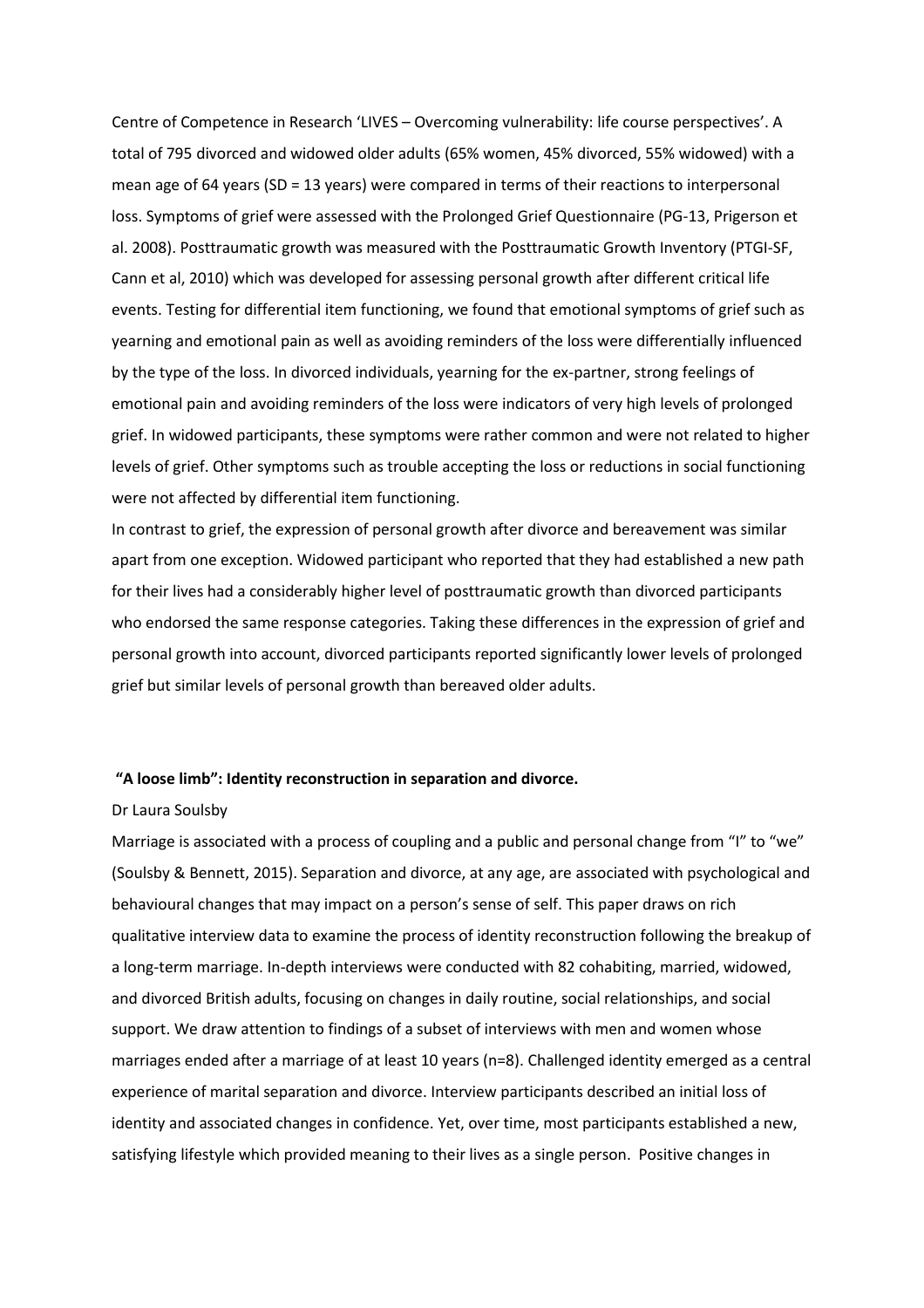Centre of Competence in Research 'LIVES – Overcoming vulnerability: life course perspectives'. A total of 795 divorced and widowed older adults (65% women, 45% divorced, 55% widowed) with a mean age of 64 years (SD = 13 years) were compared in terms of their reactions to interpersonal loss. Symptoms of grief were assessed with the Prolonged Grief Questionnaire (PG-13, Prigerson et al. 2008). Posttraumatic growth was measured with the Posttraumatic Growth Inventory (PTGI-SF, Cann et al, 2010) which was developed for assessing personal growth after different critical life events. Testing for differential item functioning, we found that emotional symptoms of grief such as yearning and emotional pain as well as avoiding reminders of the loss were differentially influenced by the type of the loss. In divorced individuals, yearning for the ex-partner, strong feelings of emotional pain and avoiding reminders of the loss were indicators of very high levels of prolonged grief. In widowed participants, these symptoms were rather common and were not related to higher levels of grief. Other symptoms such as trouble accepting the loss or reductions in social functioning were not affected by differential item functioning.

In contrast to grief, the expression of personal growth after divorce and bereavement was similar apart from one exception. Widowed participant who reported that they had established a new path for their lives had a considerably higher level of posttraumatic growth than divorced participants who endorsed the same response categories. Taking these differences in the expression of grief and personal growth into account, divorced participants reported significantly lower levels of prolonged grief but similar levels of personal growth than bereaved older adults.

**"A loose limb": Identity reconstruction in separation and divorce.**

Dr Laura Soulsby

Marriage is associated with a process of coupling and a public and personal change from "I" to "we" (Soulsby & Bennett, 2015). Separation and divorce, at any age, are associated with psychological and behavioural changes that may impact on a person's sense of self. This paper draws on rich qualitative interview data to examine the process of identity reconstruction following the breakup of a long-term marriage. In-depth interviews were conducted with 82 cohabiting, married, widowed, and divorced British adults, focusing on changes in daily routine, social relationships, and social support. We draw attention to findings of a subset of interviews with men and women whose marriages ended after a marriage of at least 10 years (n=8). Challenged identity emerged as a central experience of marital separation and divorce. Interview participants described an initial loss of identity and associated changes in confidence. Yet, over time, most participants established a new, satisfying lifestyle which provided meaning to their lives as a single person. Positive changes in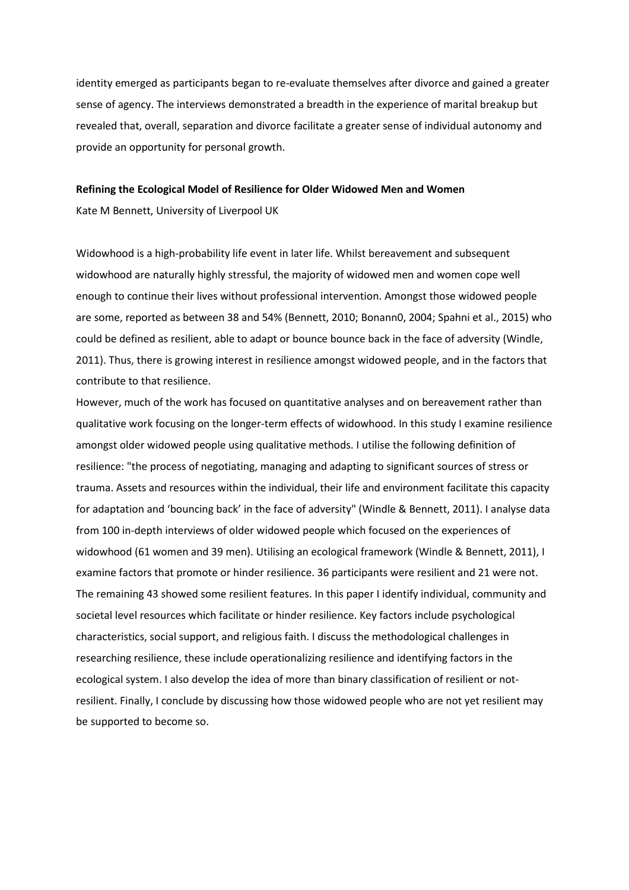identity emerged as participants began to re-evaluate themselves after divorce and gained a greater sense of agency. The interviews demonstrated a breadth in the experience of marital breakup but revealed that, overall, separation and divorce facilitate a greater sense of individual autonomy and provide an opportunity for personal growth.

**Refining the Ecological Model of Resilience for Older Widowed Men and Women**

Kate M Bennett, University of Liverpool UK

Widowhood is a high-probability life event in later life. Whilst bereavement and subsequent widowhood are naturally highly stressful, the majority of widowed men and women cope well enough to continue their lives without professional intervention. Amongst those widowed people are some, reported as between 38 and 54% (Bennett, 2010; Bonann0, 2004; Spahni et al., 2015) who could be defined as resilient, able to adapt or bounce bounce back in the face of adversity (Windle, 2011). Thus, there is growing interest in resilience amongst widowed people, and in the factors that contribute to that resilience.

However, much of the work has focused on quantitative analyses and on bereavement rather than qualitative work focusing on the longer-term effects of widowhood. In this study I examine resilience amongst older widowed people using qualitative methods. I utilise the following definition of resilience: "the process of negotiating, managing and adapting to significant sources of stress or trauma. Assets and resources within the individual, their life and environment facilitate this capacity for adaptation and 'bouncing back' in the face of adversity" (Windle & Bennett, 2011). I analyse data from 100 in-depth interviews of older widowed people which focused on the experiences of widowhood (61 women and 39 men). Utilising an ecological framework (Windle & Bennett, 2011), I examine factors that promote or hinder resilience. 36 participants were resilient and 21 were not. The remaining 43 showed some resilient features. In this paper I identify individual, community and societal level resources which facilitate or hinder resilience. Key factors include psychological characteristics, social support, and religious faith. I discuss the methodological challenges in researching resilience, these include operationalizing resilience and identifying factors in the ecological system. I also develop the idea of more than binary classification of resilient or not-resilient. Finally, I conclude by discussing how those widowed people who are not yet resilient may be supported to become so.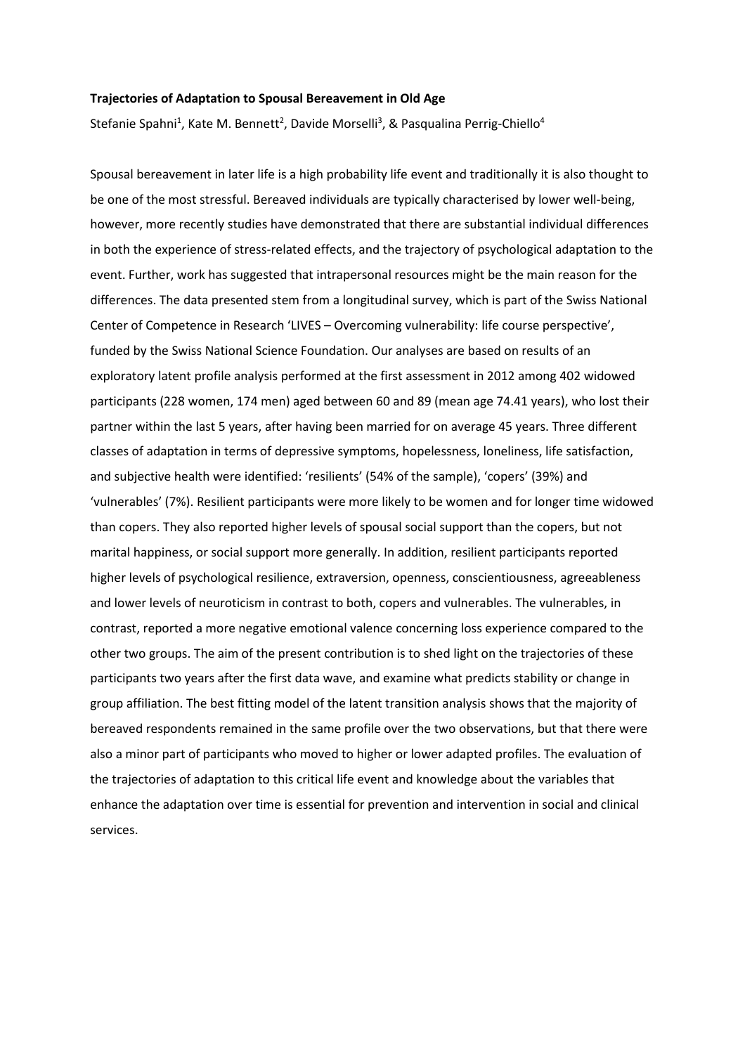**Trajectories of Adaptation to Spousal Bereavement in Old Age**

Stefanie Spahni[1], Kate M. Bennett[2], Davide Morselli[3], & Pasqualina Perrig-Chiello[4]

Spousal bereavement in later life is a high probability life event and traditionally it is also thought to be one of the most stressful. Bereaved individuals are typically characterised by lower well-being, however, more recently studies have demonstrated that there are substantial individual differences in both the experience of stress-related effects, and the trajectory of psychological adaptation to the event. Further, work has suggested that intrapersonal resources might be the main reason for the differences. The data presented stem from a longitudinal survey, which is part of the Swiss National Center of Competence in Research 'LIVES – Overcoming vulnerability: life course perspective', funded by the Swiss National Science Foundation. Our analyses are based on results of an exploratory latent profile analysis performed at the first assessment in 2012 among 402 widowed participants (228 women, 174 men) aged between 60 and 89 (mean age 74.41 years), who lost their partner within the last 5 years, after having been married for on average 45 years. Three different classes of adaptation in terms of depressive symptoms, hopelessness, loneliness, life satisfaction, and subjective health were identified: 'resilients' (54% of the sample), 'copers' (39%) and 'vulnerables' (7%). Resilient participants were more likely to be women and for longer time widowed than copers. They also reported higher levels of spousal social support than the copers, but not marital happiness, or social support more generally. In addition, resilient participants reported higher levels of psychological resilience, extraversion, openness, conscientiousness, agreeableness and lower levels of neuroticism in contrast to both, copers and vulnerables. The vulnerables, in contrast, reported a more negative emotional valence concerning loss experience compared to the other two groups. The aim of the present contribution is to shed light on the trajectories of these participants two years after the first data wave, and examine what predicts stability or change in group affiliation. The best fitting model of the latent transition analysis shows that the majority of bereaved respondents remained in the same profile over the two observations, but that there were also a minor part of participants who moved to higher or lower adapted profiles. The evaluation of the trajectories of adaptation to this critical life event and knowledge about the variables that enhance the adaptation over time is essential for prevention and intervention in social and clinical services.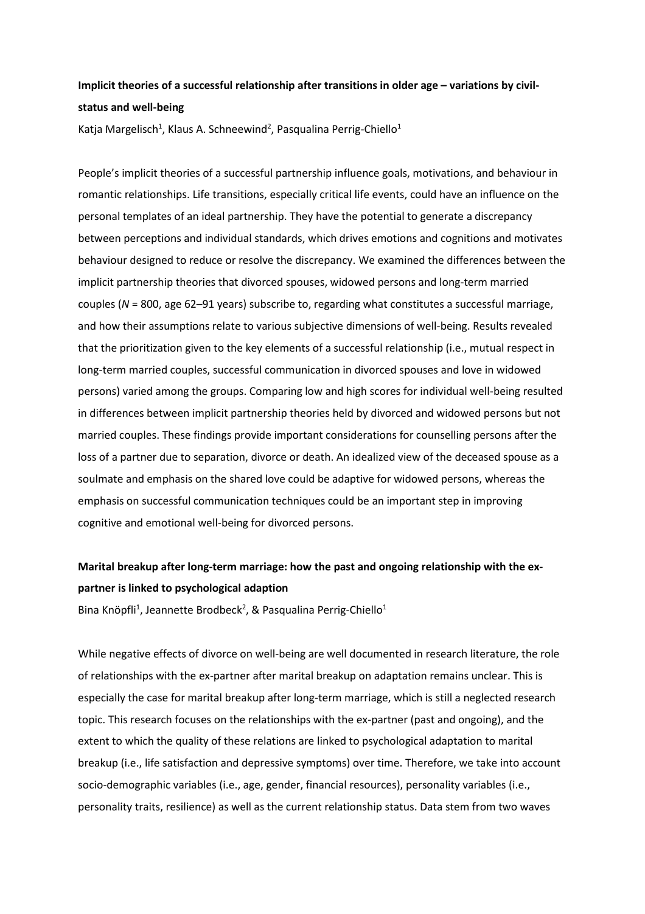**Implicit theories of a successful relationship after transitions in older age – variations by civil-status and well-being**

Katja Margelisch[1], Klaus A. Schneewind[2], Pasqualina Perrig-Chiello[1]

People's implicit theories of a successful partnership influence goals, motivations, and behaviour in romantic relationships. Life transitions, especially critical life events, could have an influence on the personal templates of an ideal partnership. They have the potential to generate a discrepancy between perceptions and individual standards, which drives emotions and cognitions and motivates behaviour designed to reduce or resolve the discrepancy. We examined the differences between the implicit partnership theories that divorced spouses, widowed persons and long-term married couples ($N$ = 800, age 62–91 years) subscribe to, regarding what constitutes a successful marriage, and how their assumptions relate to various subjective dimensions of well-being. Results revealed that the prioritization given to the key elements of a successful relationship (i.e., mutual respect in long-term married couples, successful communication in divorced spouses and love in widowed persons) varied among the groups. Comparing low and high scores for individual well-being resulted in differences between implicit partnership theories held by divorced and widowed persons but not married couples. These findings provide important considerations for counselling persons after the loss of a partner due to separation, divorce or death. An idealized view of the deceased spouse as a soulmate and emphasis on the shared love could be adaptive for widowed persons, whereas the emphasis on successful communication techniques could be an important step in improving cognitive and emotional well-being for divorced persons.

**Marital breakup after long-term marriage: how the past and ongoing relationship with the ex-partner is linked to psychological adaption**

Bina Knöpfli[1], Jeannette Brodbeck[2], & Pasqualina Perrig-Chiello[1]

While negative effects of divorce on well-being are well documented in research literature, the role of relationships with the ex-partner after marital breakup on adaptation remains unclear. This is especially the case for marital breakup after long-term marriage, which is still a neglected research topic. This research focuses on the relationships with the ex-partner (past and ongoing), and the extent to which the quality of these relations are linked to psychological adaptation to marital breakup (i.e., life satisfaction and depressive symptoms) over time. Therefore, we take into account socio-demographic variables (i.e., age, gender, financial resources), personality variables (i.e., personality traits, resilience) as well as the current relationship status. Data stem from two waves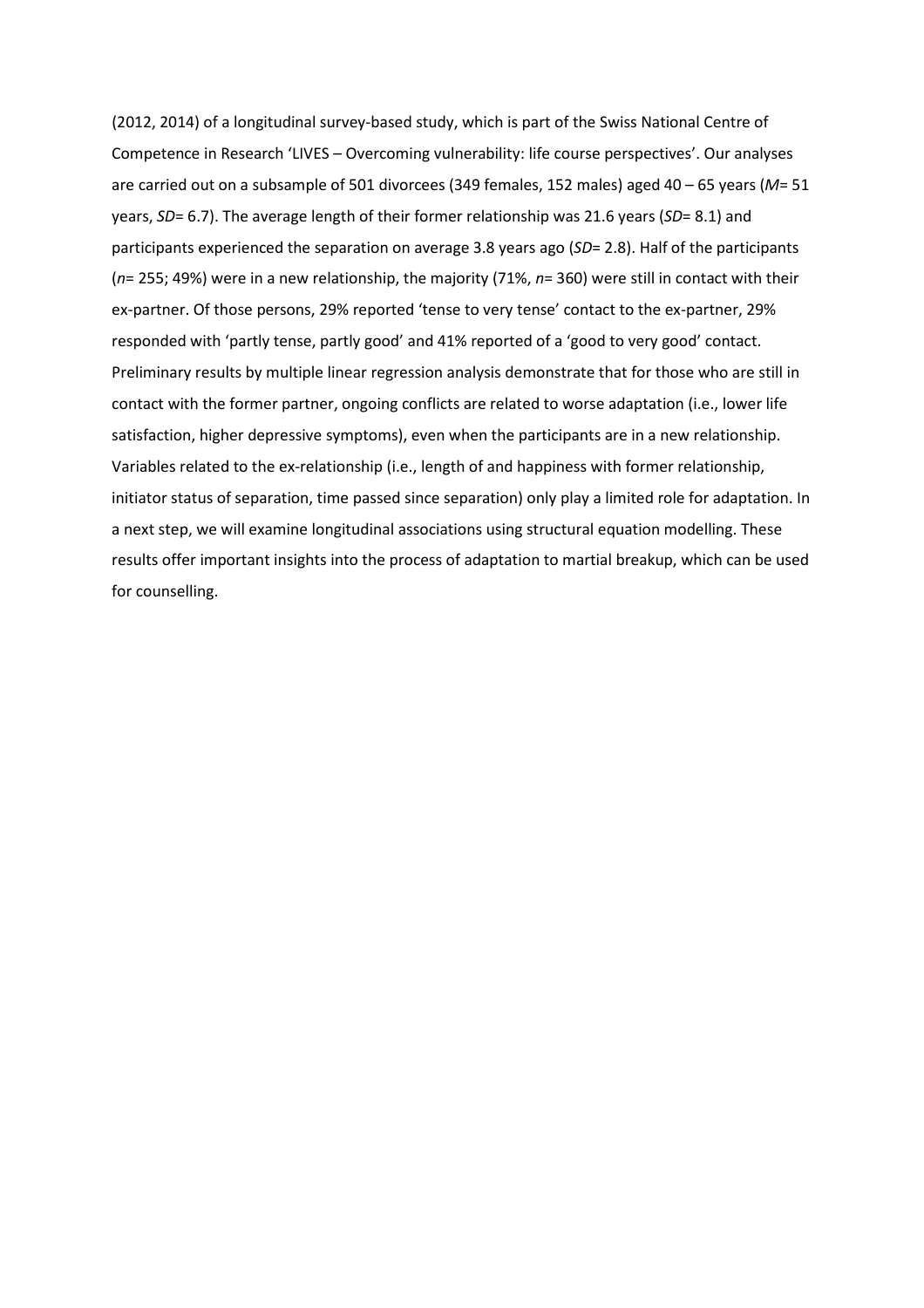(2012, 2014) of a longitudinal survey-based study, which is part of the Swiss National Centre of Competence in Research 'LIVES – Overcoming vulnerability: life course perspectives'. Our analyses are carried out on a subsample of 501 divorcees (349 females, 152 males) aged 40 – 65 years ($M$= 51 years, $SD$= 6.7). The average length of their former relationship was 21.6 years ($SD$= 8.1) and participants experienced the separation on average 3.8 years ago ($SD$= 2.8). Half of the participants ($n$= 255; 49%) were in a new relationship, the majority (71%, $n$= 360) were still in contact with their ex-partner. Of those persons, 29% reported 'tense to very tense' contact to the ex-partner, 29% responded with 'partly tense, partly good' and 41% reported of a 'good to very good' contact. Preliminary results by multiple linear regression analysis demonstrate that for those who are still in contact with the former partner, ongoing conflicts are related to worse adaptation (i.e., lower life satisfaction, higher depressive symptoms), even when the participants are in a new relationship. Variables related to the ex-relationship (i.e., length of and happiness with former relationship, initiator status of separation, time passed since separation) only play a limited role for adaptation. In a next step, we will examine longitudinal associations using structural equation modelling. These results offer important insights into the process of adaptation to martial breakup, which can be used for counselling.